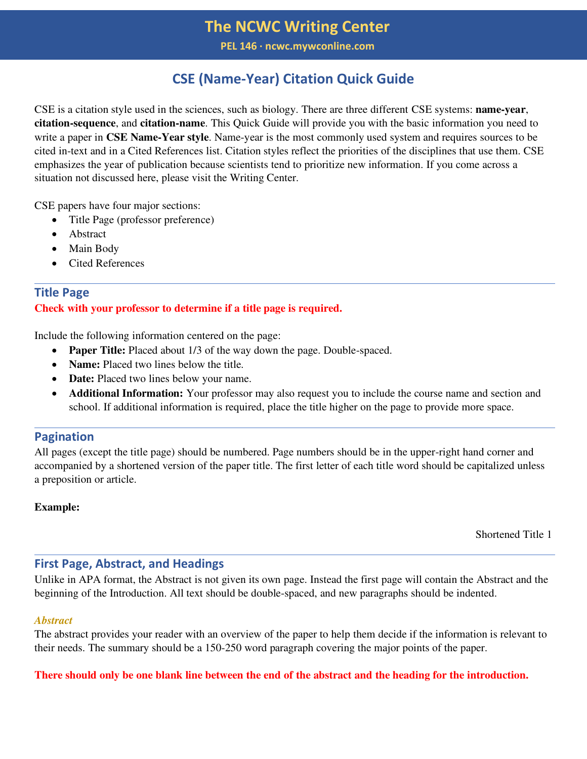# The NCWC Writing Center

**PEL 146 · ncwc.mywconline.com**

## CSE (Name-Year) Citation Quick Guide

CSE is a citation style used in the sciences, such as biology. There are three different CSE systems: **name-year**, **citation-sequence**, and **citation-name**. This Quick Guide will provide you with the basic information you need to write a paper in **CSE Name-Year style**. Name-year is the most commonly used system and requires sources to be cited in-text and in a Cited References list. Citation styles reflect the priorities of the disciplines that use them. CSE emphasizes the year of publication because scientists tend to prioritize new information. If you come across a situation not discussed here, please visit the Writing Center.

CSE papers have four major sections:

- Title Page (professor preference)
- Abstract
- Main Body
- Cited References

### Title Page

**Check with your professor to determine if a title page is required.**

Include the following information centered on the page:

- **Paper Title:** Placed about 1/3 of the way down the page. Double-spaced.
- **Name:** Placed two lines below the title.
- **Date:** Placed two lines below your name.
- **Additional Information:** Your professor may also request you to include the course name and section and school. If additional information is required, place the title higher on the page to provide more space.

### Pagination

All pages (except the title page) should be numbered. Page numbers should be in the upper-right hand corner and accompanied by a shortened version of the paper title. The first letter of each title word should be capitalized unless a preposition or article.

**Example:**

Shortened Title 1

### First Page, Abstract, and Headings

Unlike in APA format, the Abstract is not given its own page. Instead the first page will contain the Abstract and the beginning of the Introduction. All text should be double-spaced, and new paragraphs should be indented.

#### *Abstract*

The abstract provides your reader with an overview of the paper to help them decide if the information is relevant to their needs. The summary should be a 150-250 word paragraph covering the major points of the paper.

**There should only be one blank line between the end of the abstract and the heading for the introduction.**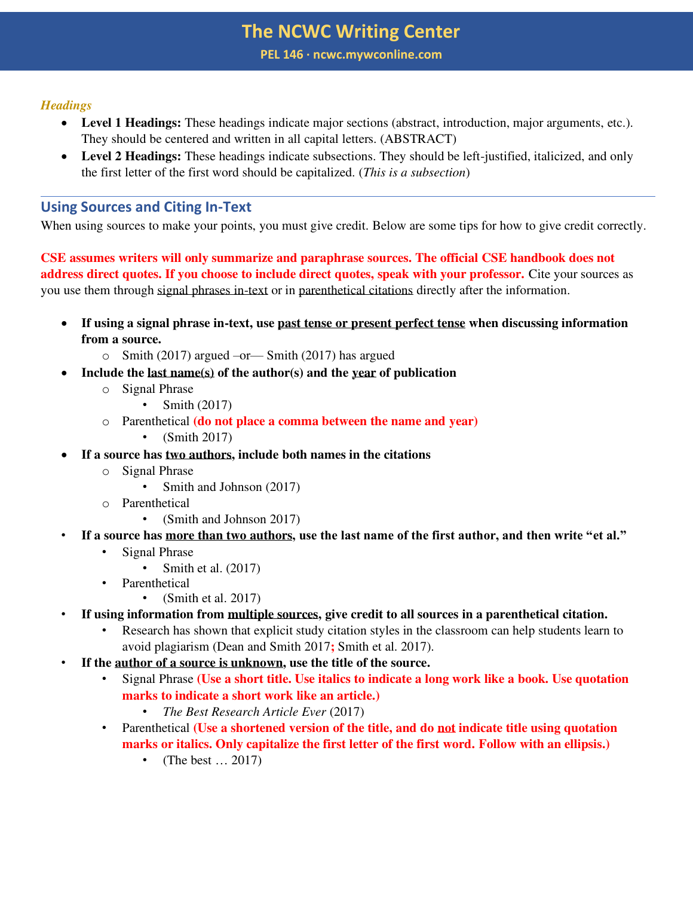*Headings*

- **Level 1 Headings:** These headings indicate major sections (abstract, introduction, major arguments, etc.). They should be centered and written in all capital letters. (ABSTRACT)
- **Level 2 Headings:** These headings indicate subsections. They should be left-justified, italicized, and only the first letter of the first word should be capitalized. (*This is a subsection*)

## Using Sources and Citing In-Text

When using sources to make your points, you must give credit. Below are some tips for how to give credit correctly.

**CSE assumes writers will only summarize and paraphrase sources. The official CSE handbook does not address direct quotes. If you choose to include direct quotes, speak with your professor.** Cite your sources as you use them through signal phrases in-text or in parenthetical citations directly after the information.

- **If using a signal phrase in-text, use past tense or present perfect tense when discussing information from a source.**
  - Smith (2017) argued –or— Smith (2017) has argued
- **Include the last name(s) of the author(s) and the year of publication**
  - Signal Phrase
    - Smith (2017)
  - Parenthetical **(do not place a comma between the name and year)**
    - (Smith 2017)
- **If a source has two authors, include both names in the citations**
  - Signal Phrase
    - Smith and Johnson (2017)
  - Parenthetical
    - (Smith and Johnson 2017)
- **If a source has more than two authors, use the last name of the first author, and then write "et al."**
  - Signal Phrase
    - Smith et al. (2017)
  - Parenthetical
    - (Smith et al. 2017)
- **If using information from multiple sources, give credit to all sources in a parenthetical citation.**
  - Research has shown that explicit study citation styles in the classroom can help students learn to avoid plagiarism (Dean and Smith 2017; Smith et al. 2017).
- **If the author of a source is unknown, use the title of the source.**
  - Signal Phrase **(Use a short title. Use italics to indicate a long work like a book. Use quotation marks to indicate a short work like an article.)**
    - *The Best Research Article Ever* (2017)
  - Parenthetical **(Use a shortened version of the title, and do not indicate title using quotation marks or italics. Only capitalize the first letter of the first word. Follow with an ellipsis.)**
    - (The best … 2017)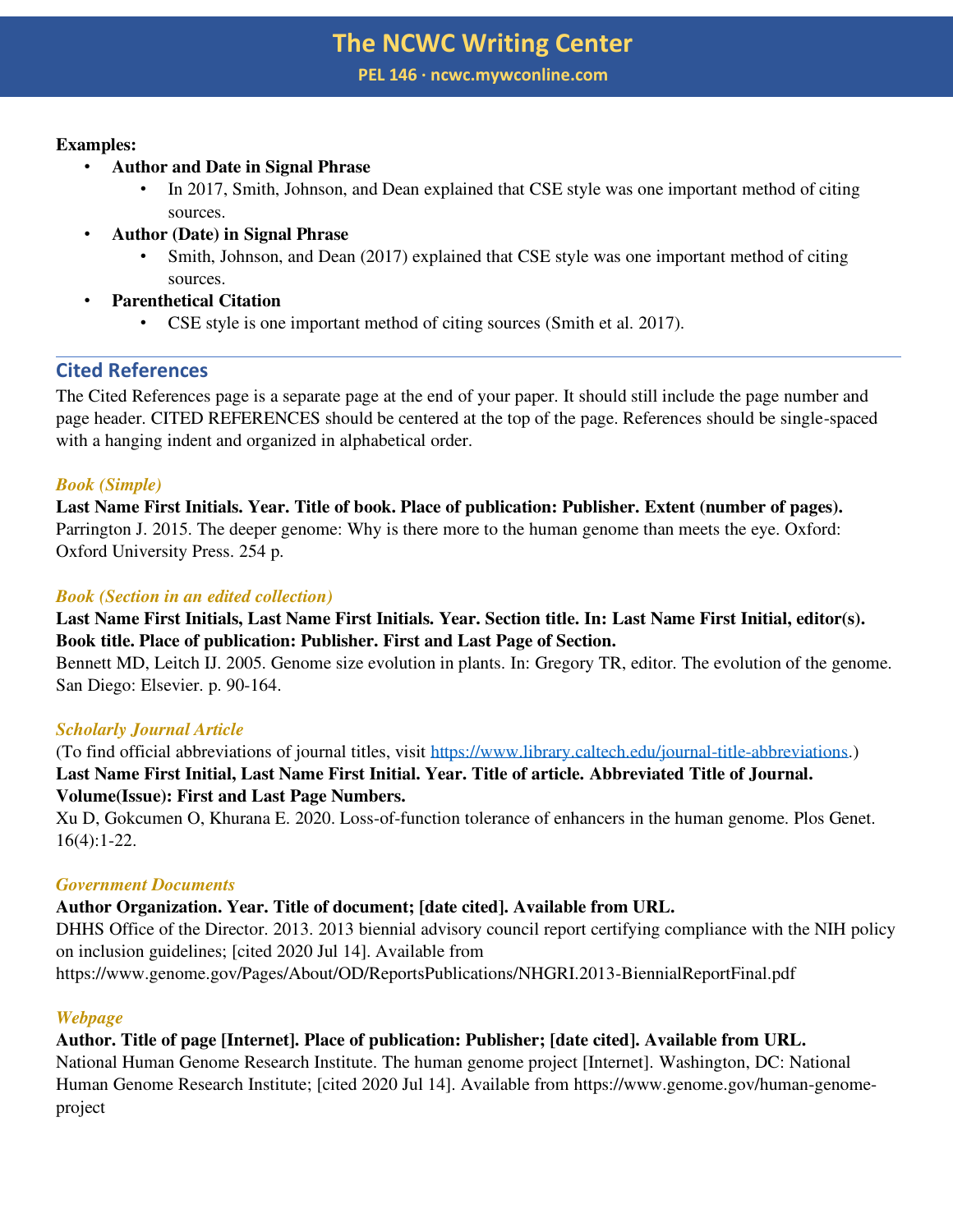**Examples:**

- **Author and Date in Signal Phrase**
    - In 2017, Smith, Johnson, and Dean explained that CSE style was one important method of citing sources.
- **Author (Date) in Signal Phrase**
    - Smith, Johnson, and Dean (2017) explained that CSE style was one important method of citing sources.
- **Parenthetical Citation**
    - CSE style is one important method of citing sources (Smith et al. 2017).

## Cited References

The Cited References page is a separate page at the end of your paper. It should still include the page number and page header. CITED REFERENCES should be centered at the top of the page. References should be single-spaced with a hanging indent and organized in alphabetical order.

### *Book (Simple)*

**Last Name First Initials. Year. Title of book. Place of publication: Publisher. Extent (number of pages).**

Parrington J. 2015. The deeper genome: Why is there more to the human genome than meets the eye. Oxford: Oxford University Press. 254 p.

### *Book (Section in an edited collection)*

**Last Name First Initials, Last Name First Initials. Year. Section title. In: Last Name First Initial, editor(s). Book title. Place of publication: Publisher. First and Last Page of Section.**

Bennett MD, Leitch IJ. 2005. Genome size evolution in plants. In: Gregory TR, editor. The evolution of the genome. San Diego: Elsevier. p. 90-164.

### *Scholarly Journal Article*

(To find official abbreviations of journal titles, visit https://www.library.caltech.edu/journal-title-abbreviations.)

**Last Name First Initial, Last Name First Initial. Year. Title of article. Abbreviated Title of Journal. Volume(Issue): First and Last Page Numbers.**

Xu D, Gokcumen O, Khurana E. 2020. Loss-of-function tolerance of enhancers in the human genome. Plos Genet. 16(4):1-22.

### *Government Documents*

**Author Organization. Year. Title of document; [date cited]. Available from URL.**

DHHS Office of the Director. 2013. 2013 biennial advisory council report certifying compliance with the NIH policy on inclusion guidelines; [cited 2020 Jul 14]. Available from https://www.genome.gov/Pages/About/OD/ReportsPublications/NHGRI.2013-BiennialReportFinal.pdf

### *Webpage*

**Author. Title of page [Internet]. Place of publication: Publisher; [date cited]. Available from URL.**

National Human Genome Research Institute. The human genome project [Internet]. Washington, DC: National Human Genome Research Institute; [cited 2020 Jul 14]. Available from https://www.genome.gov/human-genome-project